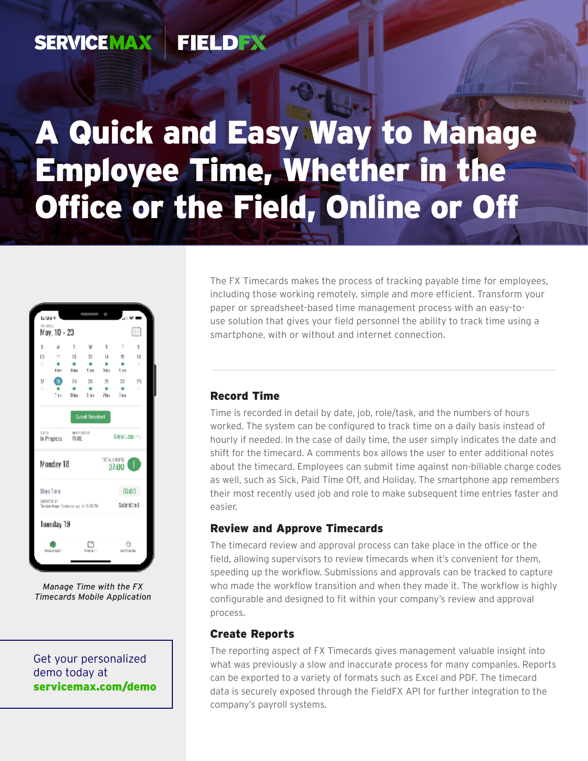SERVICEMAX | FIELDFX

# A Quick and Easy Way to Manage Employee Time, Whether in the Office or the Field, Online or Off

*Manage Time with the FX Timecards Mobile Application*

Get your personalized demo today at **servicemax.com/demo**

The FX Timecards makes the process of tracking payable time for employees, including those working remotely, simple and more efficient. Transform your paper or spreadsheet-based time management process with an easy-to-use solution that gives your field personnel the ability to track time using a smartphone, with or without and internet connection.

## Record Time

Time is recorded in detail by date, job, role/task, and the numbers of hours worked. The system can be configured to track time on a daily basis instead of hourly if needed. In the case of daily time, the user simply indicates the date and shift for the timecard. A comments box allows the user to enter additional notes about the timecard. Employees can submit time against non-billable charge codes as well, such as Sick, Paid Time Off, and Holiday. The smartphone app remembers their most recently used job and role to make subsequent time entries faster and easier.

## Review and Approve Timecards

The timecard review and approval process can take place in the office or the field, allowing supervisors to review timecards when it's convenient for them, speeding up the workflow. Submissions and approvals can be tracked to capture who made the workflow transition and when they made it. The workflow is highly configurable and designed to fit within your company's review and approval process.

## Create Reports

The reporting aspect of FX Timecards gives management valuable insight into what was previously a slow and inaccurate process for many companies. Reports can be exported to a variety of formats such as Excel and PDF. The timecard data is securely exposed through the FieldFX API for further integration to the company's payroll systems.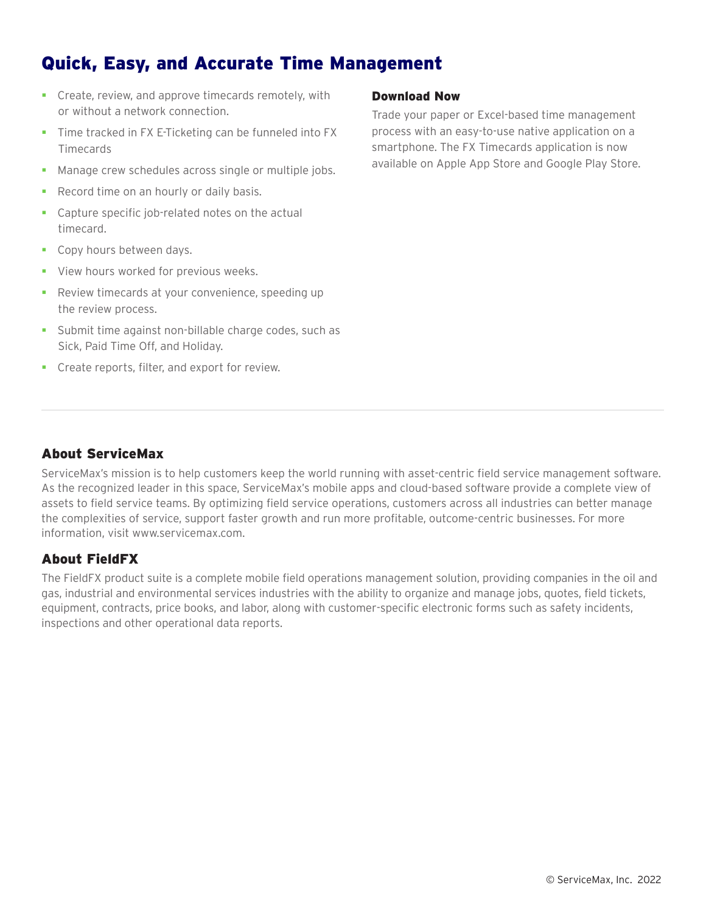## Quick, Easy, and Accurate Time Management

- Create, review, and approve timecards remotely, with or without a network connection.
- Time tracked in FX E-Ticketing can be funneled into FX Timecards
- Manage crew schedules across single or multiple jobs.
- Record time on an hourly or daily basis.
- Capture specific job-related notes on the actual timecard.
- Copy hours between days.
- View hours worked for previous weeks.
- Review timecards at your convenience, speeding up the review process.
- Submit time against non-billable charge codes, such as Sick, Paid Time Off, and Holiday.
- Create reports, filter, and export for review.

### Download Now

Trade your paper or Excel-based time management process with an easy-to-use native application on a smartphone. The FX Timecards application is now available on Apple App Store and Google Play Store.

---

### About ServiceMax

ServiceMax's mission is to help customers keep the world running with asset-centric field service management software. As the recognized leader in this space, ServiceMax's mobile apps and cloud-based software provide a complete view of assets to field service teams. By optimizing field service operations, customers across all industries can better manage the complexities of service, support faster growth and run more profitable, outcome-centric businesses. For more information, visit www.servicemax.com.

### About FieldFX

The FieldFX product suite is a complete mobile field operations management solution, providing companies in the oil and gas, industrial and environmental services industries with the ability to organize and manage jobs, quotes, field tickets, equipment, contracts, price books, and labor, along with customer-specific electronic forms such as safety incidents, inspections and other operational data reports.

© ServiceMax, Inc. 2022